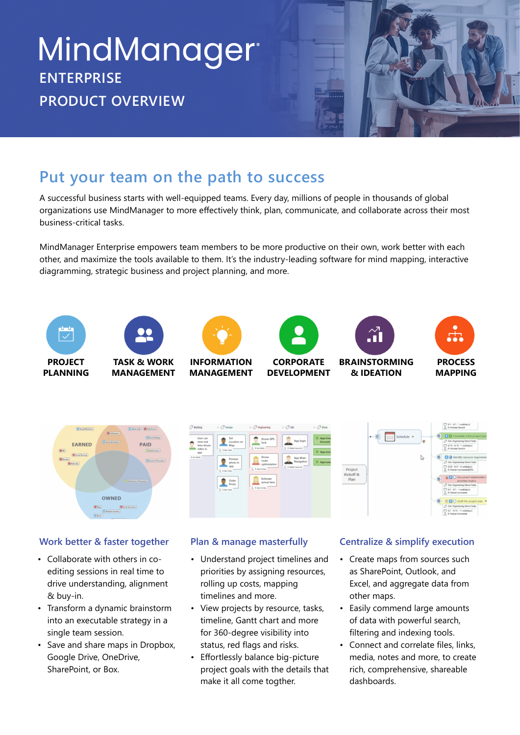# MindManager

## ENTERPRISE

## PRODUCT OVERVIEW

## Put your team on the path to success

A successful business starts with well-equipped teams. Every day, millions of people in thousands of global organizations use MindManager to more effectively think, plan, communicate, and collaborate across their most business-critical tasks.

MindManager Enterprise empowers team members to be more productive on their own, work better with each other, and maximize the tools available to them. It's the industry-leading software for mind mapping, interactive diagramming, strategic business and project planning, and more.

**PROJECT PLANNING**

**TASK & WORK MANAGEMENT**

**INFORMATION MANAGEMENT**

**CORPORATE DEVELOPMENT**

**BRAINSTORMING & IDEATION**

**PROCESS MAPPING**

### Work better & faster together

- Collaborate with others in co-editing sessions in real time to drive understanding, alignment & buy-in.
- Transform a dynamic brainstorm into an executable strategy in a single team session.
- Save and share maps in Dropbox, Google Drive, OneDrive, SharePoint, or Box.

### Plan & manage masterfully

- Understand project timelines and priorities by assigning resources, rolling up costs, mapping timelines and more.
- View projects by resource, tasks, timeline, Gantt chart and more for 360-degree visibility into status, red flags and risks.
- Effortlessly balance big-picture project goals with the details that make it all come togther.

### Centralize & simplify execution

- Create maps from sources such as SharePoint, Outlook, and Excel, and aggregate data from other maps.
- Easily command large amounts of data with powerful search, filtering and indexing tools.
- Connect and correlate files, links, media, notes and more, to create rich, comprehensive, shareable dashboards.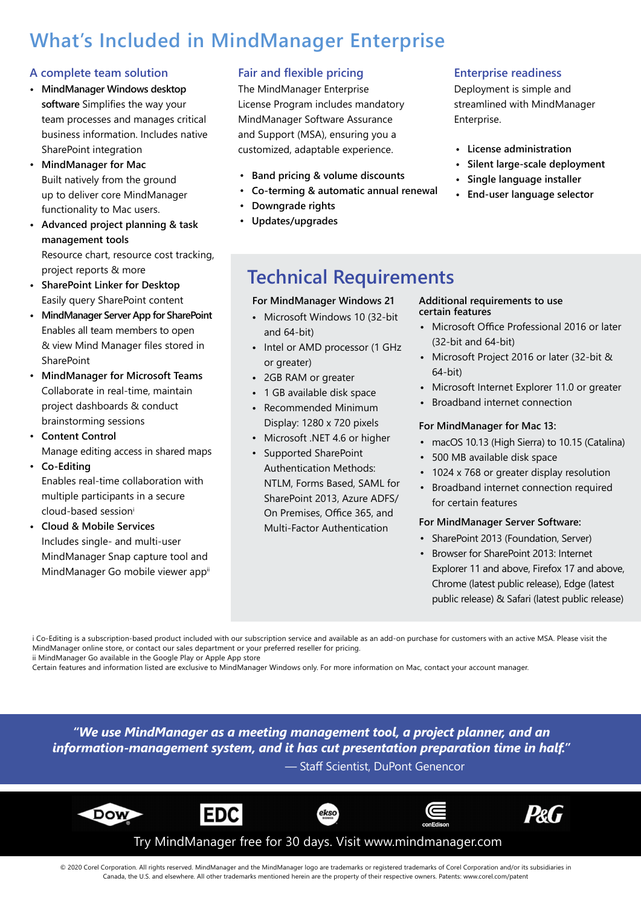# What's Included in MindManager Enterprise

## A complete team solution

- **MindManager Windows desktop software** Simplifies the way your team processes and manages critical business information. Includes native SharePoint integration
- **MindManager for Mac** Built natively from the ground up to deliver core MindManager functionality to Mac users.
- **Advanced project planning & task management tools** Resource chart, resource cost tracking, project reports & more
- **SharePoint Linker for Desktop** Easily query SharePoint content
- **MindManager Server App for SharePoint** Enables all team members to open & view Mind Manager files stored in SharePoint
- **MindManager for Microsoft Teams** Collaborate in real-time, maintain project dashboards & conduct brainstorming sessions
- **Content Control** Manage editing access in shared maps
- **Co-Editing** Enables real-time collaboration with multiple participants in a secure cloud-based session[i]
- **Cloud & Mobile Services** Includes single- and multi-user MindManager Snap capture tool and MindManager Go mobile viewer app[ii]

## Fair and flexible pricing

The MindManager Enterprise License Program includes mandatory MindManager Software Assurance and Support (MSA), ensuring you a customized, adaptable experience.

- **Band pricing & volume discounts**
- **Co-terming & automatic annual renewal**
- **Downgrade rights**
- **Updates/upgrades**

## Enterprise readiness

Deployment is simple and streamlined with MindManager Enterprise.

- **License administration**
- **Silent large-scale deployment**
- **Single language installer**
- **End-user language selector**

# Technical Requirements

### For MindManager Windows 21

- Microsoft Windows 10 (32-bit and 64-bit)
- Intel or AMD processor (1 GHz or greater)
- 2GB RAM or greater
- 1 GB available disk space
- Recommended Minimum Display: 1280 x 720 pixels
- Microsoft .NET 4.6 or higher
- Supported SharePoint Authentication Methods: NTLM, Forms Based, SAML for SharePoint 2013, Azure ADFS/On Premises, Office 365, and Multi-Factor Authentication

### Additional requirements to use certain features

- Microsoft Office Professional 2016 or later (32-bit and 64-bit)
- Microsoft Project 2016 or later (32-bit & 64-bit)
- Microsoft Internet Explorer 11.0 or greater
- Broadband internet connection

### For MindManager for Mac 13:

- macOS 10.13 (High Sierra) to 10.15 (Catalina)
- 500 MB available disk space
- 1024 x 768 or greater display resolution
- Broadband internet connection required for certain features

### For MindManager Server Software:

- SharePoint 2013 (Foundation, Server)
- Browser for SharePoint 2013: Internet Explorer 11 and above, Firefox 17 and above, Chrome (latest public release), Edge (latest public release) & Safari (latest public release)

i Co-Editing is a subscription-based product included with our subscription service and available as an add-on purchase for customers with an active MSA. Please visit the MindManager online store, or contact our sales department or your preferred reseller for pricing.
ii MindManager Go available in the Google Play or Apple App store
Certain features and information listed are exclusive to MindManager Windows only. For more information on Mac, contact your account manager.

> ***"We use MindManager as a meeting management tool, a project planner, and an information-management system, and it has cut presentation preparation time in half."***
> — Staff Scientist, DuPont Genencor

Try MindManager free for 30 days. Visit www.mindmanager.com

© 2020 Corel Corporation. All rights reserved. MindManager and the MindManager logo are trademarks or registered trademarks of Corel Corporation and/or its subsidiaries in Canada, the U.S. and elsewhere. All other trademarks mentioned herein are the property of their respective owners. Patents: www.corel.com/patent